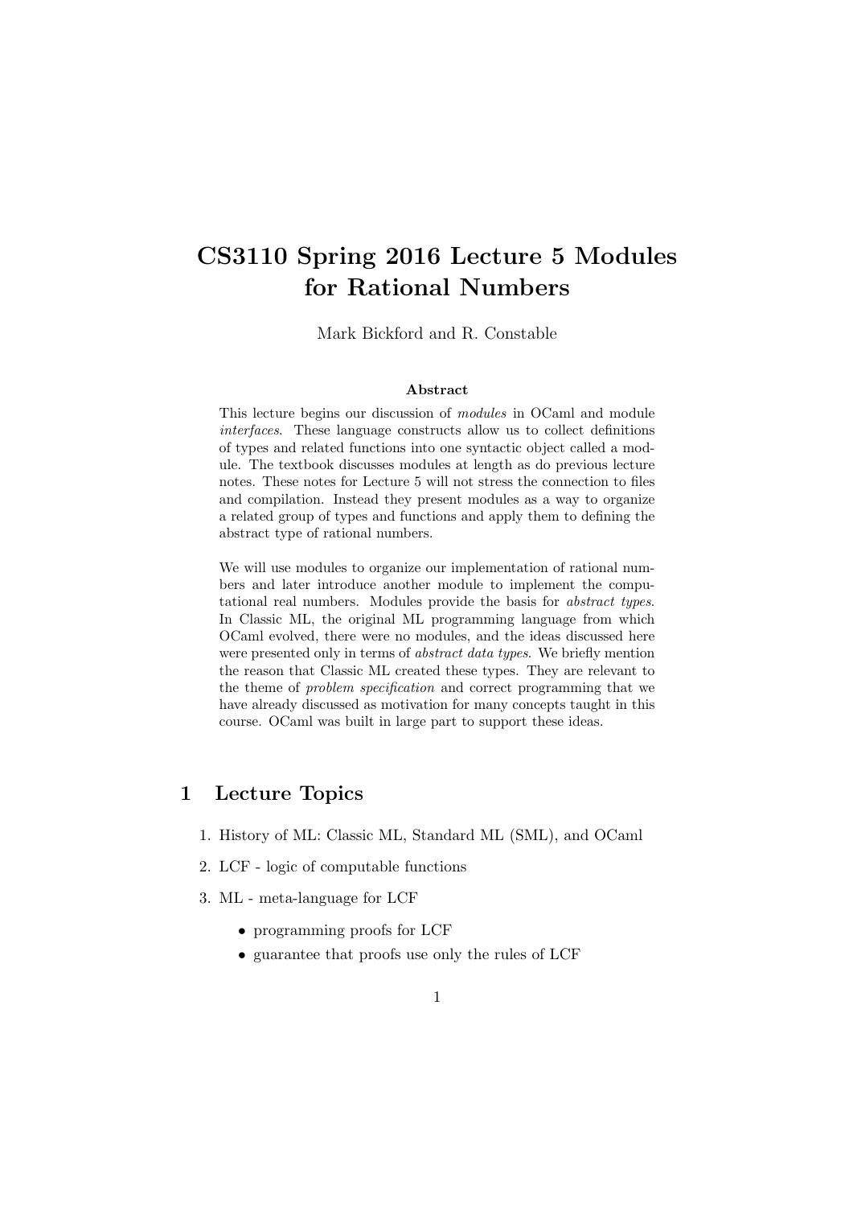# CS3110 Spring 2016 Lecture 5 Modules for Rational Numbers

Mark Bickford and R. Constable

### Abstract

This lecture begins our discussion of *modules* in OCaml and module *interfaces*. These language constructs allow us to collect definitions of types and related functions into one syntactic object called a module. The textbook discusses modules at length as do previous lecture notes. These notes for Lecture 5 will not stress the connection to files and compilation. Instead they present modules as a way to organize a related group of types and functions and apply them to defining the abstract type of rational numbers.

We will use modules to organize our implementation of rational numbers and later introduce another module to implement the computational real numbers. Modules provide the basis for *abstract types*. In Classic ML, the original ML programming language from which OCaml evolved, there were no modules, and the ideas discussed here were presented only in terms of *abstract data types*. We briefly mention the reason that Classic ML created these types. They are relevant to the theme of *problem specification* and correct programming that we have already discussed as motivation for many concepts taught in this course. OCaml was built in large part to support these ideas.

## 1 Lecture Topics

1. History of ML: Classic ML, Standard ML (SML), and OCaml
2. LCF - logic of computable functions
3. ML - meta-language for LCF
   - programming proofs for LCF
   - guarantee that proofs use only the rules of LCF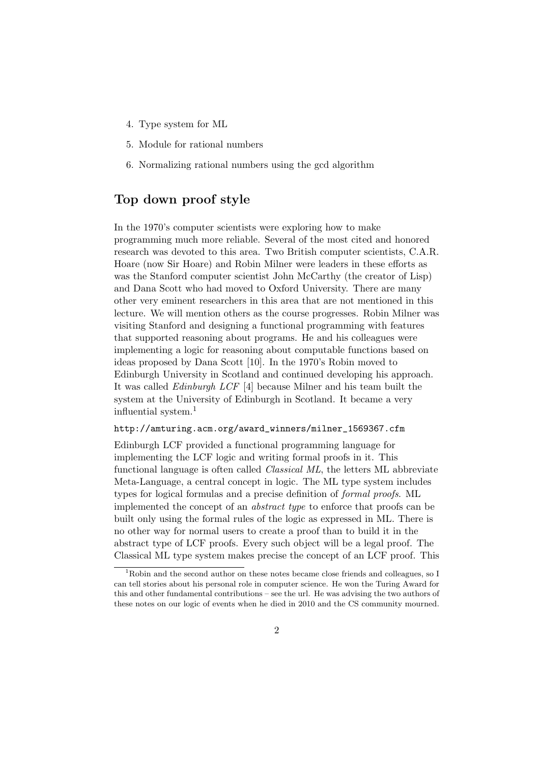4. Type system for ML
5. Module for rational numbers
6. Normalizing rational numbers using the gcd algorithm

## Top down proof style

In the 1970's computer scientists were exploring how to make programming much more reliable. Several of the most cited and honored research was devoted to this area. Two British computer scientists, C.A.R. Hoare (now Sir Hoare) and Robin Milner were leaders in these efforts as was the Stanford computer scientist John McCarthy (the creator of Lisp) and Dana Scott who had moved to Oxford University. There are many other very eminent researchers in this area that are not mentioned in this lecture. We will mention others as the course progresses. Robin Milner was visiting Stanford and designing a functional programming with features that supported reasoning about programs. He and his colleagues were implementing a logic for reasoning about computable functions based on ideas proposed by Dana Scott [10]. In the 1970's Robin moved to Edinburgh University in Scotland and continued developing his approach. It was called *Edinburgh LCF* [4] because Milner and his team built the system at the University of Edinburgh in Scotland. It became a very influential system.[1]

`http://amturing.acm.org/award_winners/milner_1569367.cfm`

Edinburgh LCF provided a functional programming language for implementing the LCF logic and writing formal proofs in it. This functional language is often called *Classical ML*, the letters ML abbreviate Meta-Language, a central concept in logic. The ML type system includes types for logical formulas and a precise definition of *formal proofs*. ML implemented the concept of an *abstract type* to enforce that proofs can be built only using the formal rules of the logic as expressed in ML. There is no other way for normal users to create a proof than to build it in the abstract type of LCF proofs. Every such object will be a legal proof. The Classical ML type system makes precise the concept of an LCF proof. This

[1] Robin and the second author on these notes became close friends and colleagues, so I can tell stories about his personal role in computer science. He won the Turing Award for this and other fundamental contributions – see the url. He was advising the two authors of these notes on our logic of events when he died in 2010 and the CS community mourned.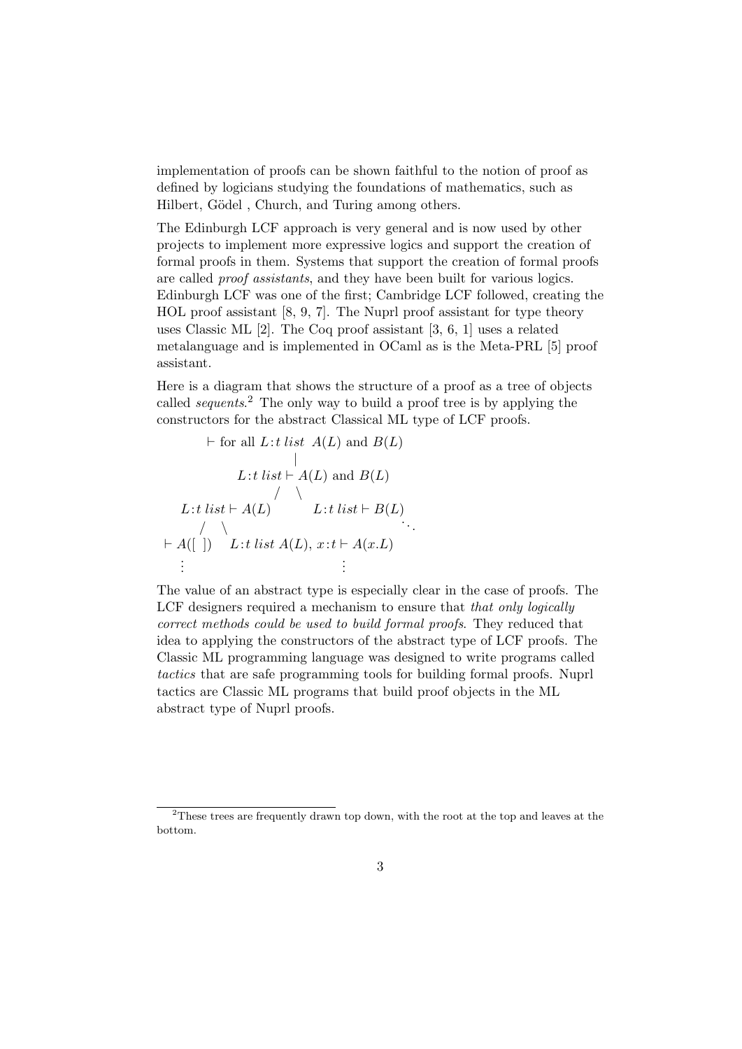implementation of proofs can be shown faithful to the notion of proof as defined by logicians studying the foundations of mathematics, such as Hilbert, Gödel , Church, and Turing among others.

The Edinburgh LCF approach is very general and is now used by other projects to implement more expressive logics and support the creation of formal proofs in them. Systems that support the creation of formal proofs are called *proof assistants*, and they have been built for various logics. Edinburgh LCF was one of the first; Cambridge LCF followed, creating the HOL proof assistant [8, 9, 7]. The Nuprl proof assistant for type theory uses Classic ML [2]. The Coq proof assistant [3, 6, 1] uses a related metalanguage and is implemented in OCaml as is the Meta-PRL [5] proof assistant.

Here is a diagram that shows the structure of a proof as a tree of objects called *sequents*.[2] The only way to build a proof tree is by applying the constructors for the abstract Classical ML type of LCF proofs.

```
              ⊢ for all L:t list  A(L) and B(L)
                            |
                  L:t list ⊢ A(L) and B(L)
                          /    \
     L:t list ⊢ A(L)              L:t list ⊢ B(L)
         /    \                                   ⋱
 ⊢ A([ ])   L:t list A(L), x:t ⊢ A(x.L)
     ⋮                          ⋮
```

The value of an abstract type is especially clear in the case of proofs. The LCF designers required a mechanism to ensure that *that only logically correct methods could be used to build formal proofs*. They reduced that idea to applying the constructors of the abstract type of LCF proofs. The Classic ML programming language was designed to write programs called *tactics* that are safe programming tools for building formal proofs. Nuprl tactics are Classic ML programs that build proof objects in the ML abstract type of Nuprl proofs.

[2] These trees are frequently drawn top down, with the root at the top and leaves at the bottom.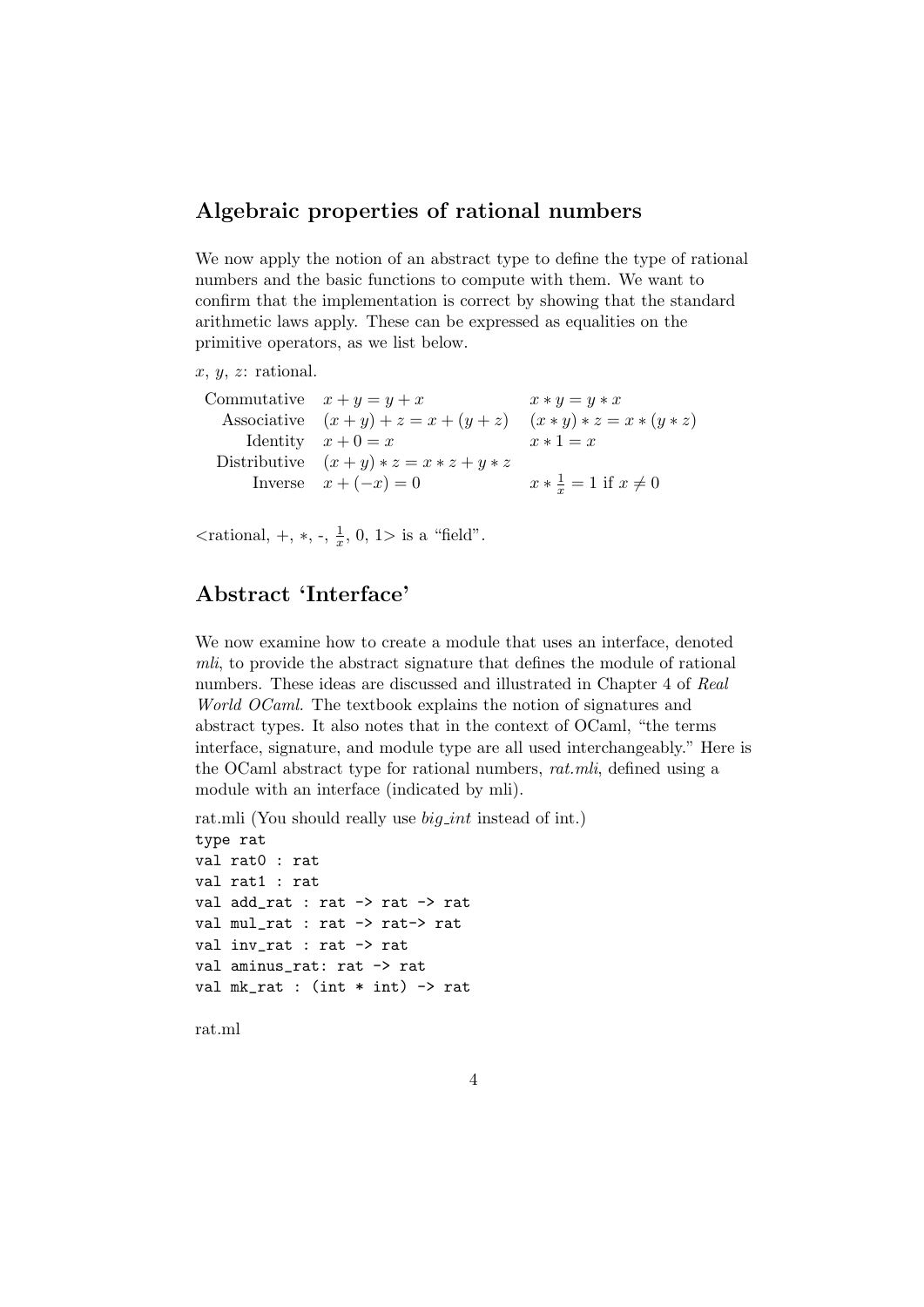## Algebraic properties of rational numbers

We now apply the notion of an abstract type to define the type of rational numbers and the basic functions to compute with them. We want to confirm that the implementation is correct by showing that the standard arithmetic laws apply. These can be expressed as equalities on the primitive operators, as we list below.

$x$, $y$, $z$: rational.

| | | |
|---|---|---|
| Commutative | $x + y = y + x$ | $x * y = y * x$ |
| Associative | $(x + y) + z = x + (y + z)$ | $(x * y) * z = x * (y * z)$ |
| Identity | $x + 0 = x$ | $x * 1 = x$ |
| Distributive | $(x + y) * z = x * z + y * z$ | |
| Inverse | $x + (-x) = 0$ | $x * \frac{1}{x} = 1$ if $x \neq 0$ |

<rational, +, $*$, -, $\frac{1}{x}$, 0, 1> is a "field".

## Abstract 'Interface'

We now examine how to create a module that uses an interface, denoted *mli*, to provide the abstract signature that defines the module of rational numbers. These ideas are discussed and illustrated in Chapter 4 of *Real World OCaml*. The textbook explains the notion of signatures and abstract types. It also notes that in the context of OCaml, "the terms interface, signature, and module type are all used interchangeably." Here is the OCaml abstract type for rational numbers, *rat.mli*, defined using a module with an interface (indicated by mli).

rat.mli (You should really use *big_int* instead of int.)

```
type rat
val rat0 : rat
val rat1 : rat
val add_rat : rat -> rat -> rat
val mul_rat : rat -> rat-> rat
val inv_rat : rat -> rat
val aminus_rat: rat -> rat
val mk_rat : (int * int) -> rat
```

rat.ml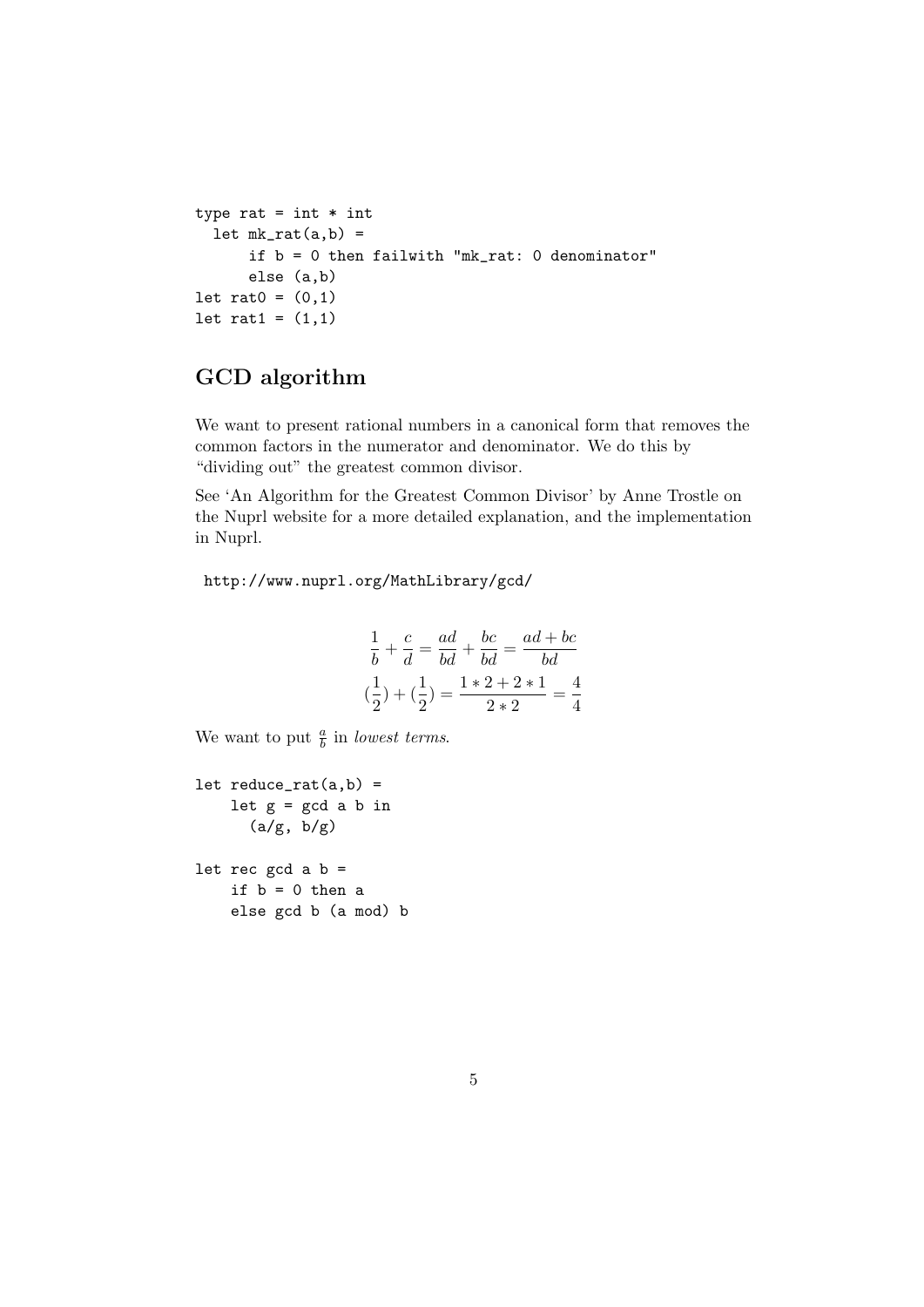```
type rat = int * int
  let mk_rat(a,b) =
      if b = 0 then failwith "mk_rat: 0 denominator"
      else (a,b)
let rat0 = (0,1)
let rat1 = (1,1)
```

## GCD algorithm

We want to present rational numbers in a canonical form that removes the common factors in the numerator and denominator. We do this by "dividing out" the greatest common divisor.

See 'An Algorithm for the Greatest Common Divisor' by Anne Trostle on the Nuprl website for a more detailed explanation, and the implementation in Nuprl.

```
http://www.nuprl.org/MathLibrary/gcd/
```

$$\frac{1}{b} + \frac{c}{d} = \frac{ad}{bd} + \frac{bc}{bd} = \frac{ad + bc}{bd}$$

$$(\frac{1}{2}) + (\frac{1}{2}) = \frac{1 * 2 + 2 * 1}{2 * 2} = \frac{4}{4}$$

We want to put $\frac{a}{b}$ in *lowest terms*.

```
let reduce_rat(a,b) =
    let g = gcd a b in
      (a/g, b/g)

let rec gcd a b =
    if b = 0 then a
    else gcd b (a mod) b
```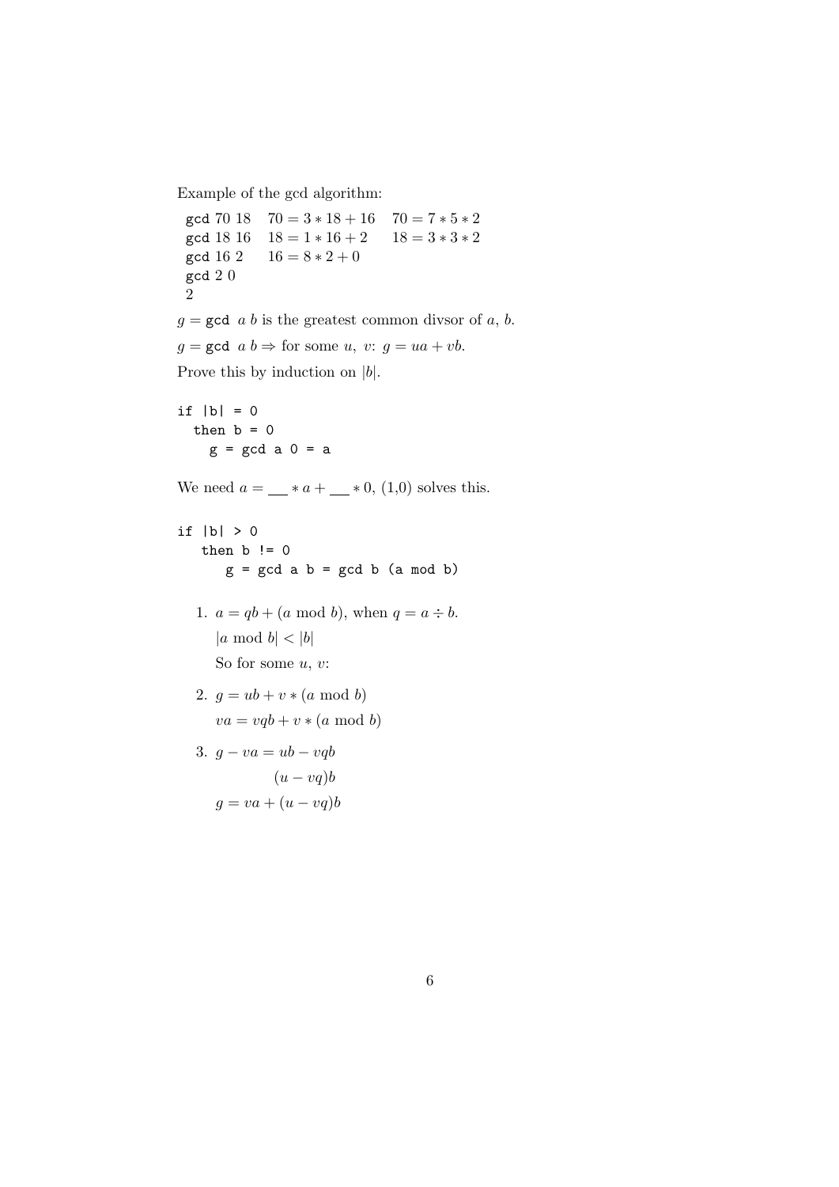Example of the gcd algorithm:

| | | |
|---|---|---|
| `gcd` 70 18 | $70 = 3 * 18 + 16$ | $70 = 7 * 5 * 2$ |
| `gcd` 18 16 | $18 = 1 * 16 + 2$ | $18 = 3 * 3 * 2$ |
| `gcd` 16 2 | $16 = 8 * 2 + 0$ | |
| `gcd` 2 0 | | |
| 2 | | |

$g =$ `gcd` $a\ b$ is the greatest common divsor of $a$, $b$.

$g =$ `gcd` $a\ b \Rightarrow$ for some $u$, $v$: $g = ua + vb$.

Prove this by induction on $|b|$.

```
if |b| = 0
  then b = 0
    g = gcd a 0 = a
```

We need $a = \underline{\quad} * a + \underline{\quad} * 0$, (1,0) solves this.

```
if |b| > 0
   then b != 0
      g = gcd a b = gcd b (a mod b)
```

1. $a = qb + (a \bmod b)$, when $q = a \div b$.

   $|a \bmod b| < |b|$

   So for some $u$, $v$:

2. $g = ub + v * (a \bmod b)$

   $va = vqb + v * (a \bmod b)$

3. $g - va = ub - vqb$

   $(u - vq)b$

   $g = va + (u - vq)b$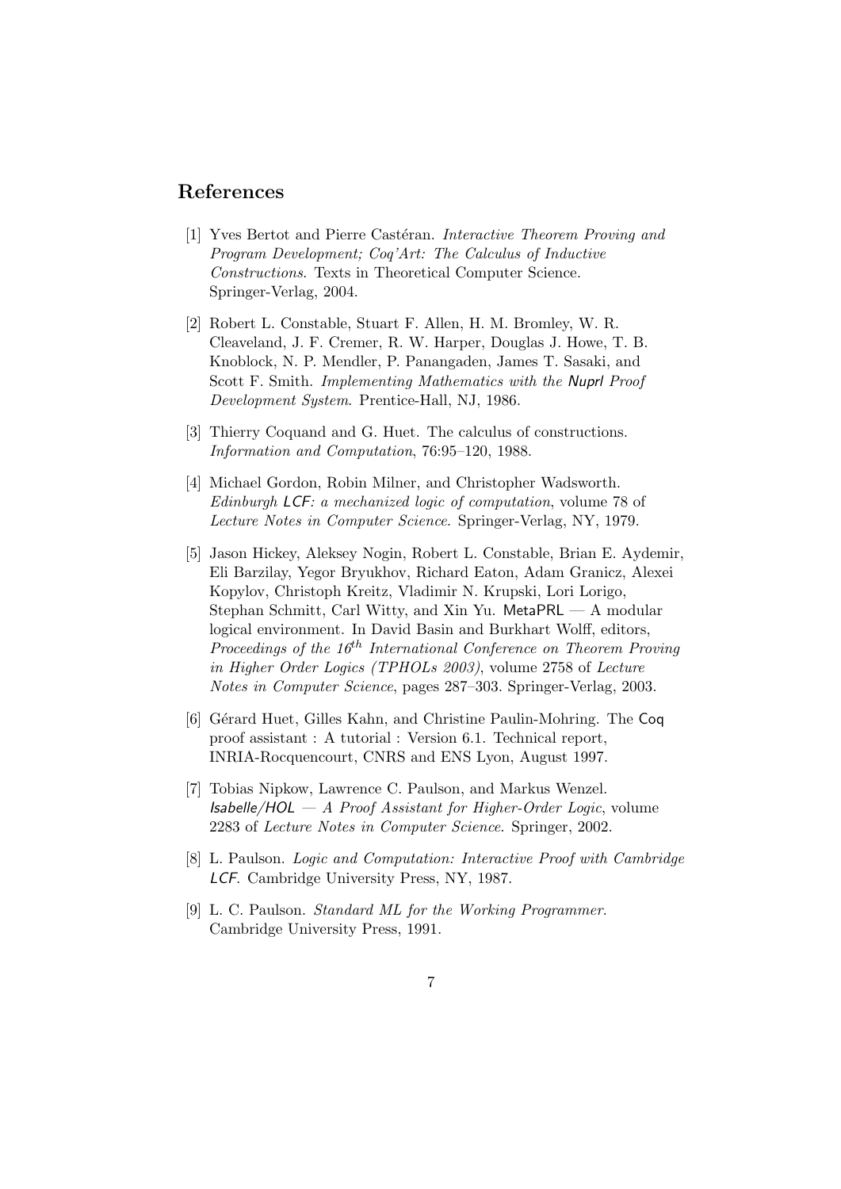## References

[1] Yves Bertot and Pierre Castéran. *Interactive Theorem Proving and Program Development; Coq'Art: The Calculus of Inductive Constructions*. Texts in Theoretical Computer Science. Springer-Verlag, 2004.

[2] Robert L. Constable, Stuart F. Allen, H. M. Bromley, W. R. Cleaveland, J. F. Cremer, R. W. Harper, Douglas J. Howe, T. B. Knoblock, N. P. Mendler, P. Panangaden, James T. Sasaki, and Scott F. Smith. *Implementing Mathematics with the Nuprl Proof Development System*. Prentice-Hall, NJ, 1986.

[3] Thierry Coquand and G. Huet. The calculus of constructions. *Information and Computation*, 76:95–120, 1988.

[4] Michael Gordon, Robin Milner, and Christopher Wadsworth. *Edinburgh LCF: a mechanized logic of computation*, volume 78 of *Lecture Notes in Computer Science*. Springer-Verlag, NY, 1979.

[5] Jason Hickey, Aleksey Nogin, Robert L. Constable, Brian E. Aydemir, Eli Barzilay, Yegor Bryukhov, Richard Eaton, Adam Granicz, Alexei Kopylov, Christoph Kreitz, Vladimir N. Krupski, Lori Lorigo, Stephan Schmitt, Carl Witty, and Xin Yu. MetaPRL — A modular logical environment. In David Basin and Burkhart Wolff, editors, *Proceedings of the 16^th International Conference on Theorem Proving in Higher Order Logics (TPHOLs 2003)*, volume 2758 of *Lecture Notes in Computer Science*, pages 287–303. Springer-Verlag, 2003.

[6] Gérard Huet, Gilles Kahn, and Christine Paulin-Mohring. The Coq proof assistant : A tutorial : Version 6.1. Technical report, INRIA-Rocquencourt, CNRS and ENS Lyon, August 1997.

[7] Tobias Nipkow, Lawrence C. Paulson, and Markus Wenzel. *Isabelle/HOL — A Proof Assistant for Higher-Order Logic*, volume 2283 of *Lecture Notes in Computer Science*. Springer, 2002.

[8] L. Paulson. *Logic and Computation: Interactive Proof with Cambridge LCF*. Cambridge University Press, NY, 1987.

[9] L. C. Paulson. *Standard ML for the Working Programmer*. Cambridge University Press, 1991.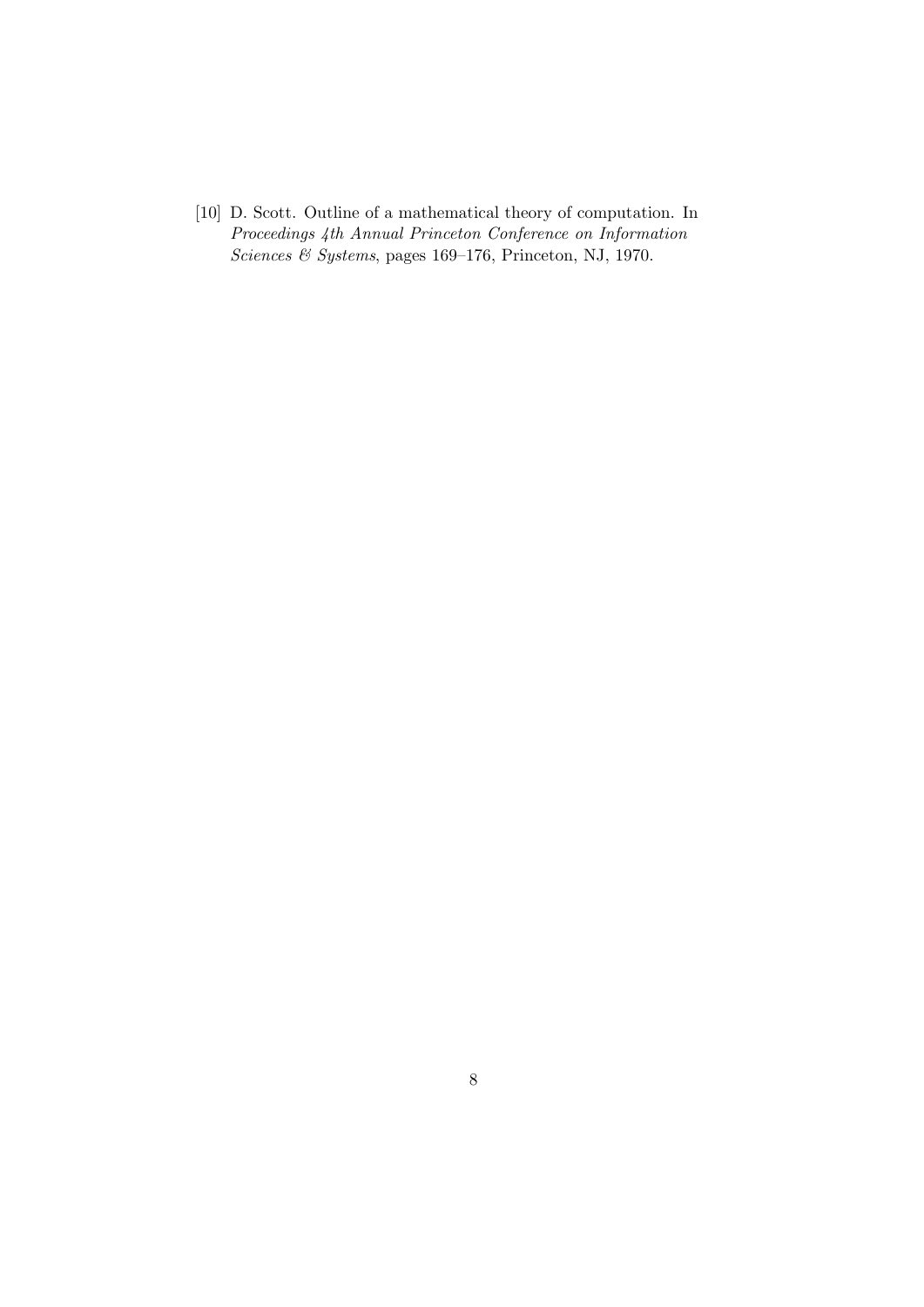[10] D. Scott. Outline of a mathematical theory of computation. In *Proceedings 4th Annual Princeton Conference on Information Sciences & Systems*, pages 169–176, Princeton, NJ, 1970.